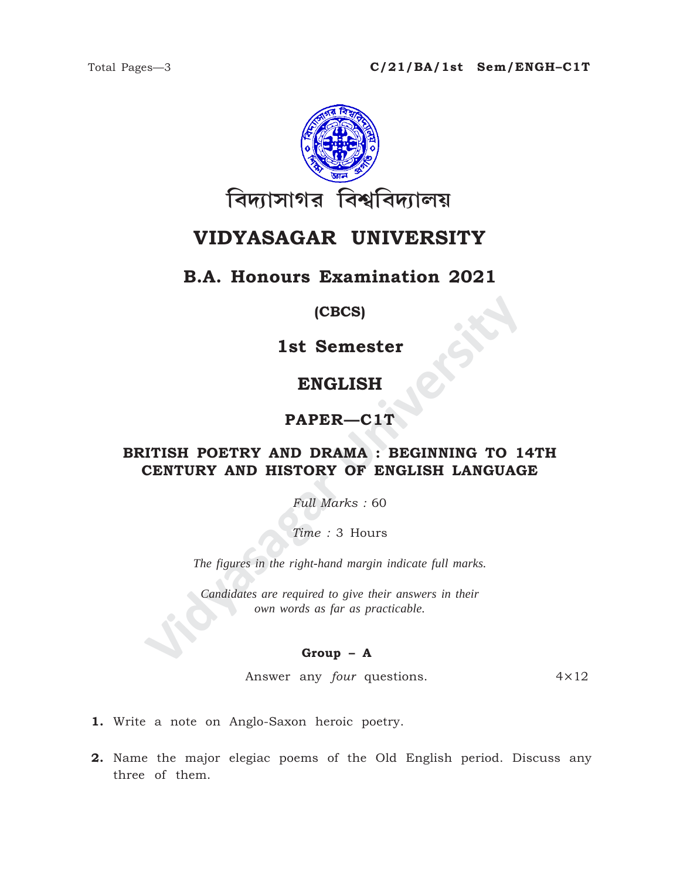C/21/BA/1st Sem/ENGH–C1T

বিদ্যাসাগর বিশ্ববিদ্যালয়

# VIDYASAGAR UNIVERSITY

## B.A. Honours Examination 2021

**(CBCS)**

**1st Semester**

**ENGLISH**

**PAPER—C1T**

**BRITISH POETRY AND DRAMA : BEGINNING TO 14TH CENTURY AND HISTORY OF ENGLISH LANGUAGE**

*Full Marks :* 60

*Time :* 3 Hours

*The figures in the right-hand margin indicate full marks.*

*Candidates are required to give their answers in their own words as far as practicable.*

### Group – A

Answer any *four* questions. 4×12

**1.** Write a note on Anglo-Saxon heroic poetry.

**2.** Name the major elegiac poems of the Old English period. Discuss any three of them.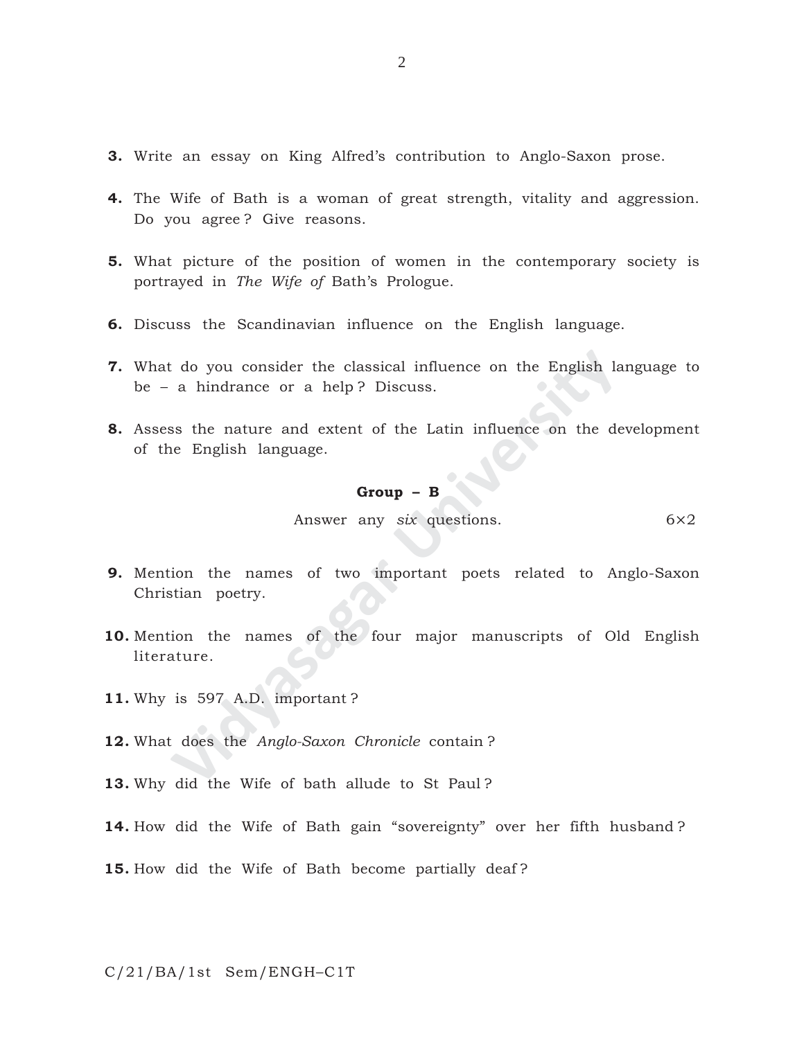3. Write an essay on King Alfred's contribution to Anglo-Saxon prose.

4. The Wife of Bath is a woman of great strength, vitality and aggression. Do you agree? Give reasons.

5. What picture of the position of women in the contemporary society is portrayed in *The Wife of* Bath's Prologue.

6. Discuss the Scandinavian influence on the English language.

7. What do you consider the classical influence on the English language to be – a hindrance or a help? Discuss.

8. Assess the nature and extent of the Latin influence on the development of the English language.

**Group – B**

Answer any *six* questions. 6×2

9. Mention the names of two important poets related to Anglo-Saxon Christian poetry.

10. Mention the names of the four major manuscripts of Old English literature.

11. Why is 597 A.D. important?

12. What does the *Anglo-Saxon Chronicle* contain?

13. Why did the Wife of bath allude to St Paul?

14. How did the Wife of Bath gain "sovereignty" over her fifth husband?

15. How did the Wife of Bath become partially deaf?

C/21/BA/1st Sem/ENGH–C1T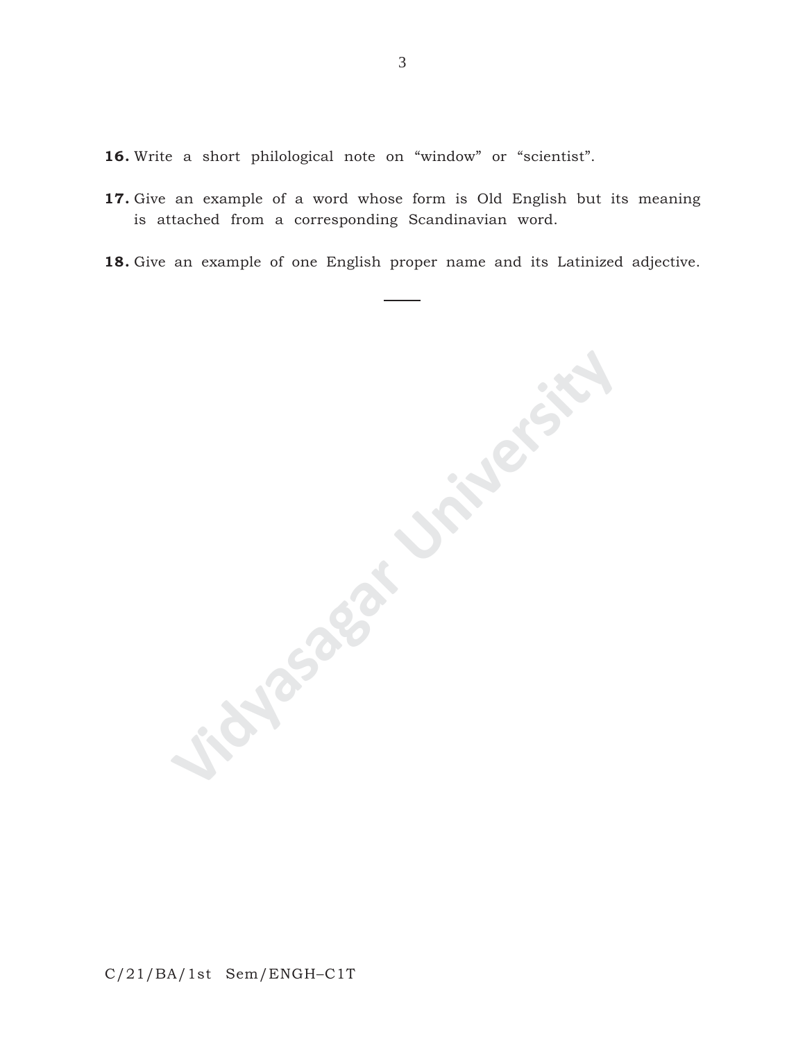**16.** Write a short philological note on “window” or “scientist”.

**17.** Give an example of a word whose form is Old English but its meaning is attached from a corresponding Scandinavian word.

**18.** Give an example of one English proper name and its Latinized adjective.

———